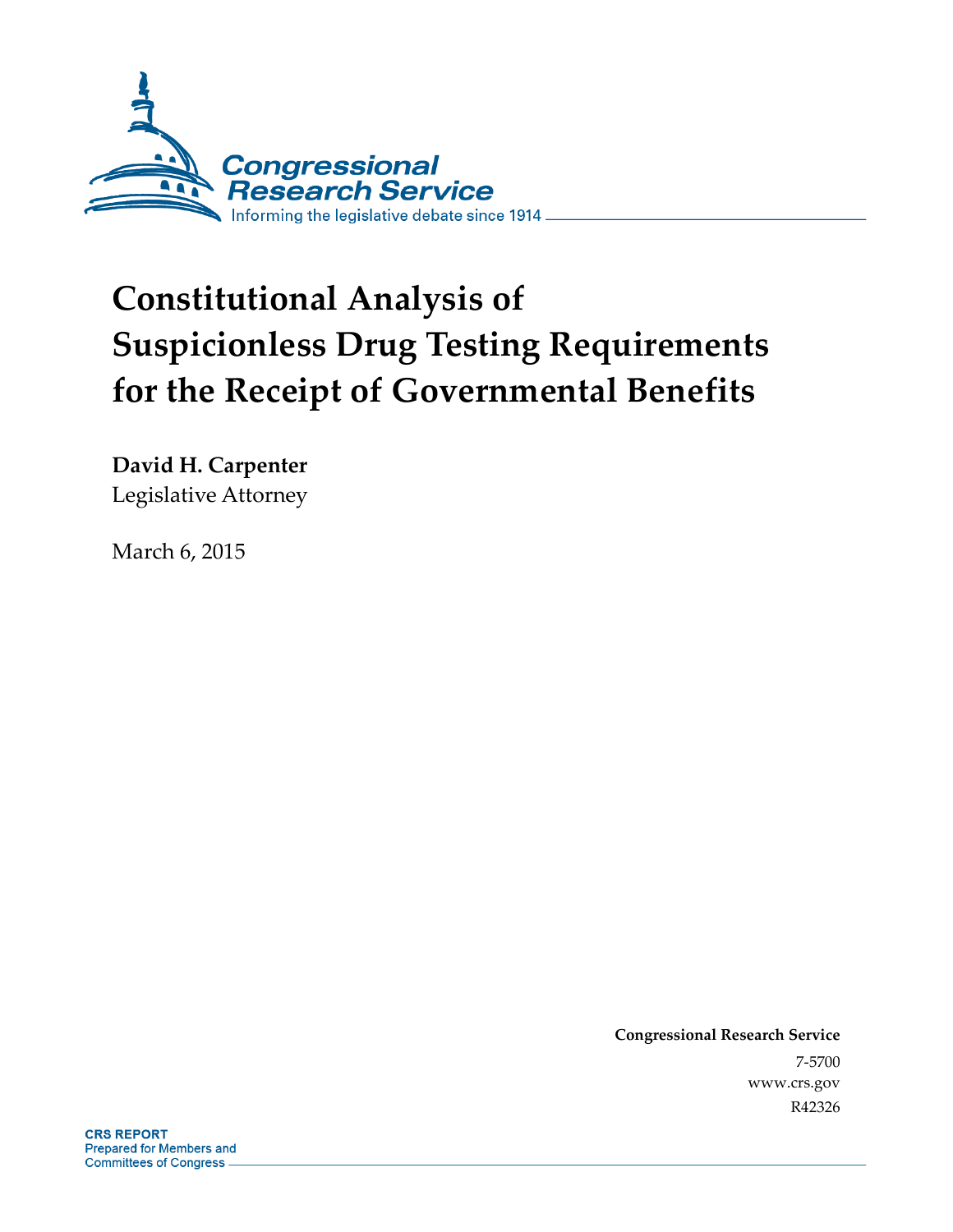Congressional Research Service

Informing the legislative debate since 1914

# Constitutional Analysis of Suspicionless Drug Testing Requirements for the Receipt of Governmental Benefits

**David H. Carpenter**
Legislative Attorney

March 6, 2015

**Congressional Research Service**
7-5700
www.crs.gov
R42326

**CRS REPORT**
Prepared for Members and Committees of Congress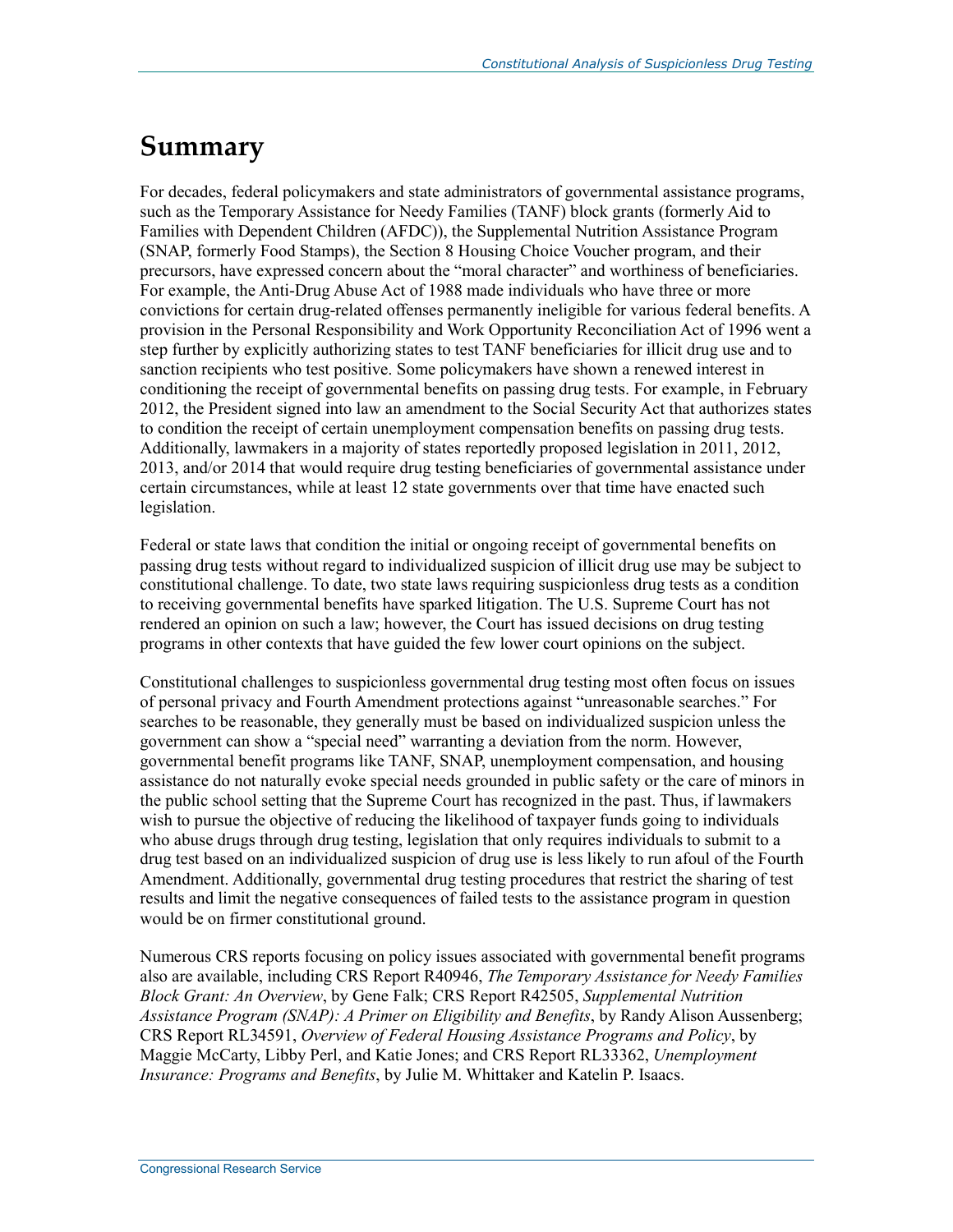# Summary

For decades, federal policymakers and state administrators of governmental assistance programs, such as the Temporary Assistance for Needy Families (TANF) block grants (formerly Aid to Families with Dependent Children (AFDC)), the Supplemental Nutrition Assistance Program (SNAP, formerly Food Stamps), the Section 8 Housing Choice Voucher program, and their precursors, have expressed concern about the "moral character" and worthiness of beneficiaries. For example, the Anti-Drug Abuse Act of 1988 made individuals who have three or more convictions for certain drug-related offenses permanently ineligible for various federal benefits. A provision in the Personal Responsibility and Work Opportunity Reconciliation Act of 1996 went a step further by explicitly authorizing states to test TANF beneficiaries for illicit drug use and to sanction recipients who test positive. Some policymakers have shown a renewed interest in conditioning the receipt of governmental benefits on passing drug tests. For example, in February 2012, the President signed into law an amendment to the Social Security Act that authorizes states to condition the receipt of certain unemployment compensation benefits on passing drug tests. Additionally, lawmakers in a majority of states reportedly proposed legislation in 2011, 2012, 2013, and/or 2014 that would require drug testing beneficiaries of governmental assistance under certain circumstances, while at least 12 state governments over that time have enacted such legislation.

Federal or state laws that condition the initial or ongoing receipt of governmental benefits on passing drug tests without regard to individualized suspicion of illicit drug use may be subject to constitutional challenge. To date, two state laws requiring suspicionless drug tests as a condition to receiving governmental benefits have sparked litigation. The U.S. Supreme Court has not rendered an opinion on such a law; however, the Court has issued decisions on drug testing programs in other contexts that have guided the few lower court opinions on the subject.

Constitutional challenges to suspicionless governmental drug testing most often focus on issues of personal privacy and Fourth Amendment protections against "unreasonable searches." For searches to be reasonable, they generally must be based on individualized suspicion unless the government can show a "special need" warranting a deviation from the norm. However, governmental benefit programs like TANF, SNAP, unemployment compensation, and housing assistance do not naturally evoke special needs grounded in public safety or the care of minors in the public school setting that the Supreme Court has recognized in the past. Thus, if lawmakers wish to pursue the objective of reducing the likelihood of taxpayer funds going to individuals who abuse drugs through drug testing, legislation that only requires individuals to submit to a drug test based on an individualized suspicion of drug use is less likely to run afoul of the Fourth Amendment. Additionally, governmental drug testing procedures that restrict the sharing of test results and limit the negative consequences of failed tests to the assistance program in question would be on firmer constitutional ground.

Numerous CRS reports focusing on policy issues associated with governmental benefit programs also are available, including CRS Report R40946, *The Temporary Assistance for Needy Families Block Grant: An Overview*, by Gene Falk; CRS Report R42505, *Supplemental Nutrition Assistance Program (SNAP): A Primer on Eligibility and Benefits*, by Randy Alison Aussenberg; CRS Report RL34591, *Overview of Federal Housing Assistance Programs and Policy*, by Maggie McCarty, Libby Perl, and Katie Jones; and CRS Report RL33362, *Unemployment Insurance: Programs and Benefits*, by Julie M. Whittaker and Katelin P. Isaacs.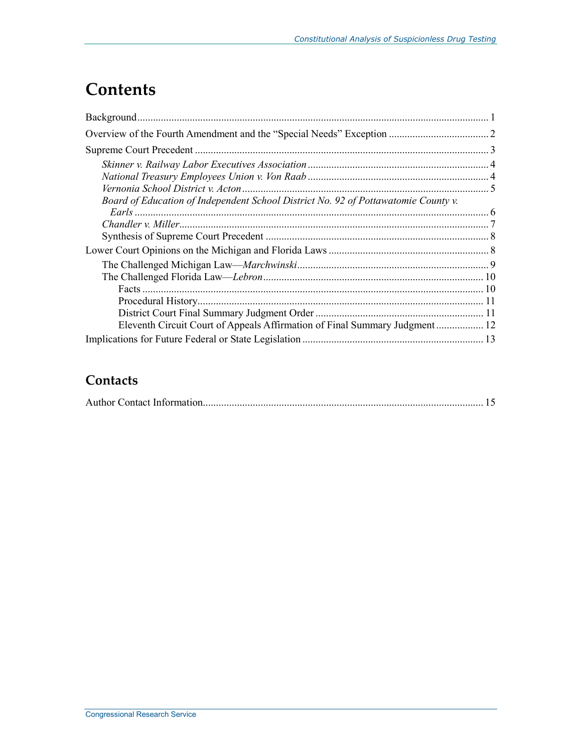# Contents

Background ..................................................................................................................................... 1

Overview of the Fourth Amendment and the "Special Needs" Exception ...................................... 2

Supreme Court Precedent ............................................................................................................... 3

- *Skinner v. Railway Labor Executives Association* .................................................................... 4
- *National Treasury Employees Union v. Von Raab* .................................................................... 4
- *Vernonia School District v. Acton* ............................................................................................ 5
- *Board of Education of Independent School District No. 92 of Pottawatomie County v. Earls* ..................................................................................................................................... 6
- *Chandler v. Miller*.................................................................................................................... 7
- Synthesis of Supreme Court Precedent .................................................................................... 8

Lower Court Opinions on the Michigan and Florida Laws ............................................................. 8

- The Challenged Michigan Law—*Marchwinski* ........................................................................ 9
- The Challenged Florida Law—*Lebron* ................................................................................... 10
  - Facts ................................................................................................................................ 10
  - Procedural History........................................................................................................... 11
  - District Court Final Summary Judgment Order ............................................................... 11
  - Eleventh Circuit Court of Appeals Affirmation of Final Summary Judgment .................. 12

Implications for Future Federal or State Legislation .................................................................... 13

## Contacts

Author Contact Information.......................................................................................................... 15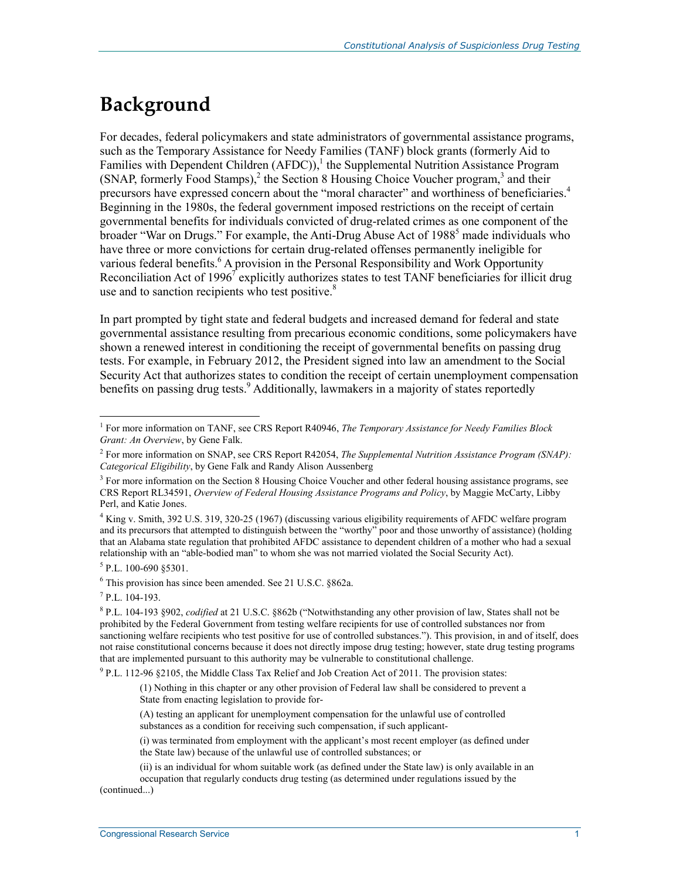# Background

For decades, federal policymakers and state administrators of governmental assistance programs, such as the Temporary Assistance for Needy Families (TANF) block grants (formerly Aid to Families with Dependent Children (AFDC)),[1] the Supplemental Nutrition Assistance Program (SNAP, formerly Food Stamps),[2] the Section 8 Housing Choice Voucher program,[3] and their precursors have expressed concern about the "moral character" and worthiness of beneficiaries.[4] Beginning in the 1980s, the federal government imposed restrictions on the receipt of certain governmental benefits for individuals convicted of drug-related crimes as one component of the broader "War on Drugs." For example, the Anti-Drug Abuse Act of 1988[5] made individuals who have three or more convictions for certain drug-related offenses permanently ineligible for various federal benefits.[6] A provision in the Personal Responsibility and Work Opportunity Reconciliation Act of 1996[7] explicitly authorizes states to test TANF beneficiaries for illicit drug use and to sanction recipients who test positive.[8]

In part prompted by tight state and federal budgets and increased demand for federal and state governmental assistance resulting from precarious economic conditions, some policymakers have shown a renewed interest in conditioning the receipt of governmental benefits on passing drug tests. For example, in February 2012, the President signed into law an amendment to the Social Security Act that authorizes states to condition the receipt of certain unemployment compensation benefits on passing drug tests.[9] Additionally, lawmakers in a majority of states reportedly

---

[1] For more information on TANF, see CRS Report R40946, *The Temporary Assistance for Needy Families Block Grant: An Overview*, by Gene Falk.

[2] For more information on SNAP, see CRS Report R42054, *The Supplemental Nutrition Assistance Program (SNAP): Categorical Eligibility*, by Gene Falk and Randy Alison Aussenberg

[3] For more information on the Section 8 Housing Choice Voucher and other federal housing assistance programs, see CRS Report RL34591, *Overview of Federal Housing Assistance Programs and Policy*, by Maggie McCarty, Libby Perl, and Katie Jones.

[4] King v. Smith, 392 U.S. 319, 320-25 (1967) (discussing various eligibility requirements of AFDC welfare program and its precursors that attempted to distinguish between the "worthy" poor and those unworthy of assistance) (holding that an Alabama state regulation that prohibited AFDC assistance to dependent children of a mother who had a sexual relationship with an "able-bodied man" to whom she was not married violated the Social Security Act).

[5] P.L. 100-690 §5301.

[6] This provision has since been amended. See 21 U.S.C. §862a.

[7] P.L. 104-193.

[8] P.L. 104-193 §902, *codified* at 21 U.S.C. §862b ("Notwithstanding any other provision of law, States shall not be prohibited by the Federal Government from testing welfare recipients for use of controlled substances nor from sanctioning welfare recipients who test positive for use of controlled substances."). This provision, in and of itself, does not raise constitutional concerns because it does not directly impose drug testing; however, state drug testing programs that are implemented pursuant to this authority may be vulnerable to constitutional challenge.

[9] P.L. 112-96 §2105, the Middle Class Tax Relief and Job Creation Act of 2011. The provision states:

> (1) Nothing in this chapter or any other provision of Federal law shall be considered to prevent a State from enacting legislation to provide for-
>
> (A) testing an applicant for unemployment compensation for the unlawful use of controlled substances as a condition for receiving such compensation, if such applicant-
>
> (i) was terminated from employment with the applicant's most recent employer (as defined under the State law) because of the unlawful use of controlled substances; or
>
> (ii) is an individual for whom suitable work (as defined under the State law) is only available in an occupation that regularly conducts drug testing (as determined under regulations issued by the

(continued...)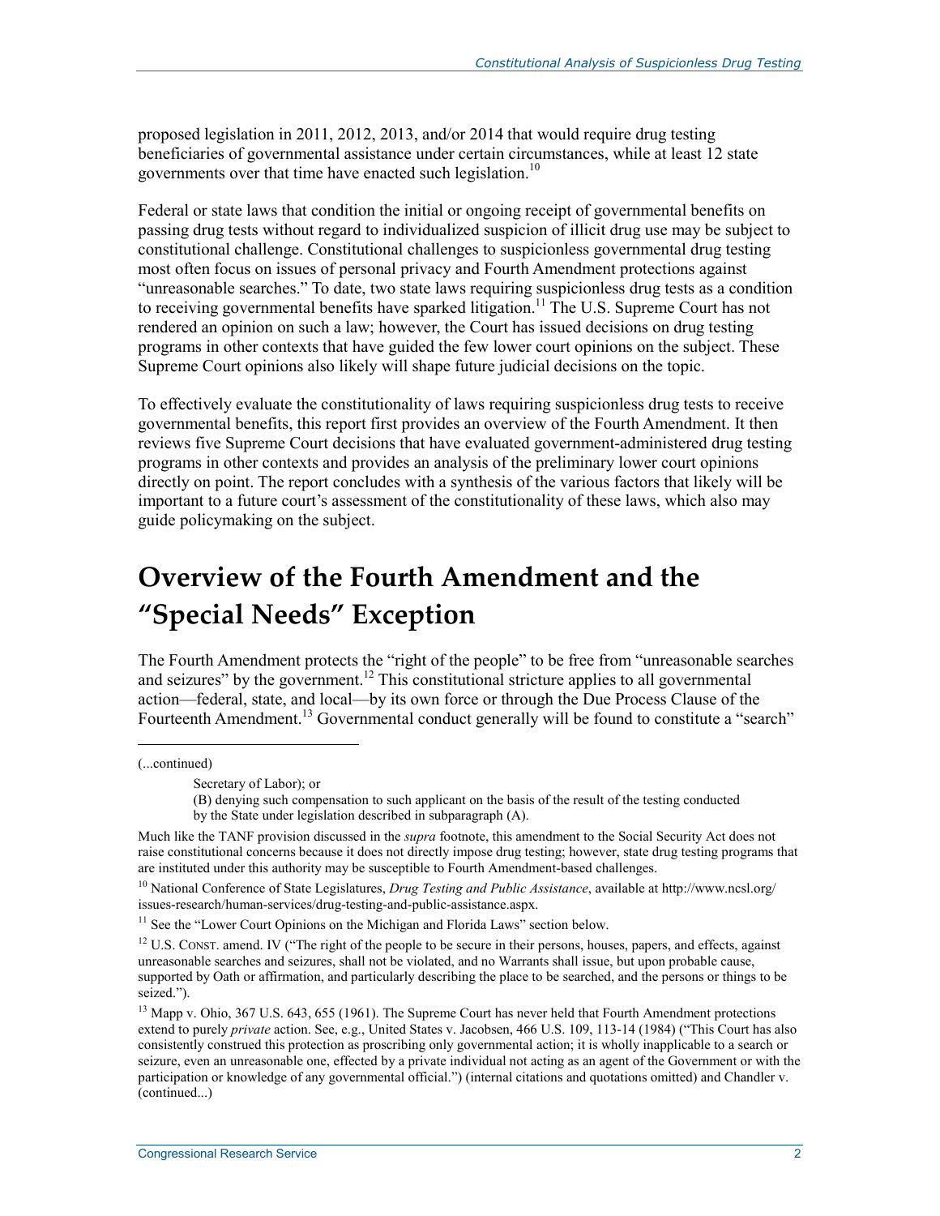proposed legislation in 2011, 2012, 2013, and/or 2014 that would require drug testing beneficiaries of governmental assistance under certain circumstances, while at least 12 state governments over that time have enacted such legislation.[10]

Federal or state laws that condition the initial or ongoing receipt of governmental benefits on passing drug tests without regard to individualized suspicion of illicit drug use may be subject to constitutional challenge. Constitutional challenges to suspicionless governmental drug testing most often focus on issues of personal privacy and Fourth Amendment protections against "unreasonable searches." To date, two state laws requiring suspicionless drug tests as a condition to receiving governmental benefits have sparked litigation.[11] The U.S. Supreme Court has not rendered an opinion on such a law; however, the Court has issued decisions on drug testing programs in other contexts that have guided the few lower court opinions on the subject. These Supreme Court opinions also likely will shape future judicial decisions on the topic.

To effectively evaluate the constitutionality of laws requiring suspicionless drug tests to receive governmental benefits, this report first provides an overview of the Fourth Amendment. It then reviews five Supreme Court decisions that have evaluated government-administered drug testing programs in other contexts and provides an analysis of the preliminary lower court opinions directly on point. The report concludes with a synthesis of the various factors that likely will be important to a future court's assessment of the constitutionality of these laws, which also may guide policymaking on the subject.

# Overview of the Fourth Amendment and the "Special Needs" Exception

The Fourth Amendment protects the "right of the people" to be free from "unreasonable searches and seizures" by the government.[12] This constitutional stricture applies to all governmental action—federal, state, and local—by its own force or through the Due Process Clause of the Fourteenth Amendment.[13] Governmental conduct generally will be found to constitute a "search"

---

(...continued)

Secretary of Labor); or

(B) denying such compensation to such applicant on the basis of the result of the testing conducted by the State under legislation described in subparagraph (A).

Much like the TANF provision discussed in the *supra* footnote, this amendment to the Social Security Act does not raise constitutional concerns because it does not directly impose drug testing; however, state drug testing programs that are instituted under this authority may be susceptible to Fourth Amendment-based challenges.

[10] National Conference of State Legislatures, *Drug Testing and Public Assistance*, available at http://www.ncsl.org/issues-research/human-services/drug-testing-and-public-assistance.aspx.

[11] See the "Lower Court Opinions on the Michigan and Florida Laws" section below.

[12] U.S. CONST. amend. IV ("The right of the people to be secure in their persons, houses, papers, and effects, against unreasonable searches and seizures, shall not be violated, and no Warrants shall issue, but upon probable cause, supported by Oath or affirmation, and particularly describing the place to be searched, and the persons or things to be seized.").

[13] Mapp v. Ohio, 367 U.S. 643, 655 (1961). The Supreme Court has never held that Fourth Amendment protections extend to purely *private* action. See, e.g., United States v. Jacobsen, 466 U.S. 109, 113-14 (1984) ("This Court has also consistently construed this protection as proscribing only governmental action; it is wholly inapplicable to a search or seizure, even an unreasonable one, effected by a private individual not acting as an agent of the Government or with the participation or knowledge of any governmental official.") (internal citations and quotations omitted) and Chandler v. (continued...)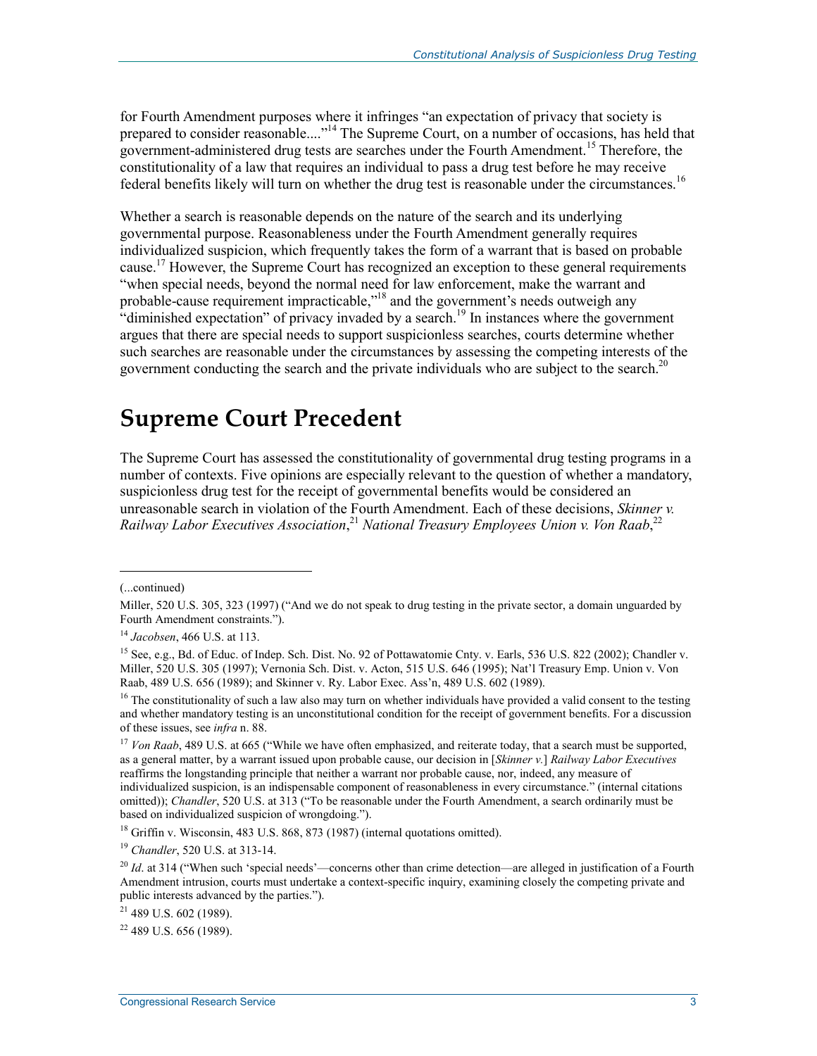for Fourth Amendment purposes where it infringes "an expectation of privacy that society is prepared to consider reasonable...."[14] The Supreme Court, on a number of occasions, has held that government-administered drug tests are searches under the Fourth Amendment.[15] Therefore, the constitutionality of a law that requires an individual to pass a drug test before he may receive federal benefits likely will turn on whether the drug test is reasonable under the circumstances.[16]

Whether a search is reasonable depends on the nature of the search and its underlying governmental purpose. Reasonableness under the Fourth Amendment generally requires individualized suspicion, which frequently takes the form of a warrant that is based on probable cause.[17] However, the Supreme Court has recognized an exception to these general requirements "when special needs, beyond the normal need for law enforcement, make the warrant and probable-cause requirement impracticable,"[18] and the government's needs outweigh any "diminished expectation" of privacy invaded by a search.[19] In instances where the government argues that there are special needs to support suspicionless searches, courts determine whether such searches are reasonable under the circumstances by assessing the competing interests of the government conducting the search and the private individuals who are subject to the search.[20]

# Supreme Court Precedent

The Supreme Court has assessed the constitutionality of governmental drug testing programs in a number of contexts. Five opinions are especially relevant to the question of whether a mandatory, suspicionless drug test for the receipt of governmental benefits would be considered an unreasonable search in violation of the Fourth Amendment. Each of these decisions, *Skinner v. Railway Labor Executives Association*,[21] *National Treasury Employees Union v. Von Raab*,[22]

---

(...continued)

Miller, 520 U.S. 305, 323 (1997) ("And we do not speak to drug testing in the private sector, a domain unguarded by Fourth Amendment constraints.").

[14] *Jacobsen*, 466 U.S. at 113.

[15] See, e.g., Bd. of Educ. of Indep. Sch. Dist. No. 92 of Pottawatomie Cnty. v. Earls, 536 U.S. 822 (2002); Chandler v. Miller, 520 U.S. 305 (1997); Vernonia Sch. Dist. v. Acton, 515 U.S. 646 (1995); Nat'l Treasury Emp. Union v. Von Raab, 489 U.S. 656 (1989); and Skinner v. Ry. Labor Exec. Ass'n, 489 U.S. 602 (1989).

[16] The constitutionality of such a law also may turn on whether individuals have provided a valid consent to the testing and whether mandatory testing is an unconstitutional condition for the receipt of government benefits. For a discussion of these issues, see *infra* n. 88.

[17] *Von Raab*, 489 U.S. at 665 ("While we have often emphasized, and reiterate today, that a search must be supported, as a general matter, by a warrant issued upon probable cause, our decision in [*Skinner v.*] *Railway Labor Executives* reaffirms the longstanding principle that neither a warrant nor probable cause, nor, indeed, any measure of individualized suspicion, is an indispensable component of reasonableness in every circumstance." (internal citations omitted)); *Chandler*, 520 U.S. at 313 ("To be reasonable under the Fourth Amendment, a search ordinarily must be based on individualized suspicion of wrongdoing.").

[18] Griffin v. Wisconsin, 483 U.S. 868, 873 (1987) (internal quotations omitted).

[19] *Chandler*, 520 U.S. at 313-14.

[20] *Id*. at 314 ("When such 'special needs'—concerns other than crime detection—are alleged in justification of a Fourth Amendment intrusion, courts must undertake a context-specific inquiry, examining closely the competing private and public interests advanced by the parties.").

[21] 489 U.S. 602 (1989).

[22] 489 U.S. 656 (1989).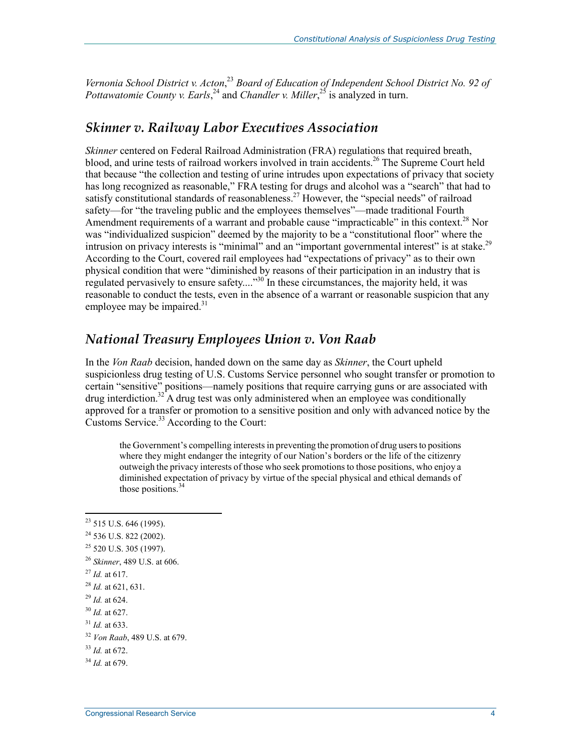*Vernonia School District v. Acton*,[23] *Board of Education of Independent School District No. 92 of Pottawatomie County v. Earls*,[24] and *Chandler v. Miller*,[25] is analyzed in turn.

## *Skinner v. Railway Labor Executives Association*

*Skinner* centered on Federal Railroad Administration (FRA) regulations that required breath, blood, and urine tests of railroad workers involved in train accidents.[26] The Supreme Court held that because "the collection and testing of urine intrudes upon expectations of privacy that society has long recognized as reasonable," FRA testing for drugs and alcohol was a "search" that had to satisfy constitutional standards of reasonableness.[27] However, the "special needs" of railroad safety—for "the traveling public and the employees themselves"—made traditional Fourth Amendment requirements of a warrant and probable cause "impracticable" in this context.[28] Nor was "individualized suspicion" deemed by the majority to be a "constitutional floor" where the intrusion on privacy interests is "minimal" and an "important governmental interest" is at stake.[29] According to the Court, covered rail employees had "expectations of privacy" as to their own physical condition that were "diminished by reasons of their participation in an industry that is regulated pervasively to ensure safety...."[30] In these circumstances, the majority held, it was reasonable to conduct the tests, even in the absence of a warrant or reasonable suspicion that any employee may be impaired.[31]

## *National Treasury Employees Union v. Von Raab*

In the *Von Raab* decision, handed down on the same day as *Skinner*, the Court upheld suspicionless drug testing of U.S. Customs Service personnel who sought transfer or promotion to certain "sensitive" positions—namely positions that require carrying guns or are associated with drug interdiction.[32] A drug test was only administered when an employee was conditionally approved for a transfer or promotion to a sensitive position and only with advanced notice by the Customs Service.[33] According to the Court:

> the Government's compelling interests in preventing the promotion of drug users to positions where they might endanger the integrity of our Nation's borders or the life of the citizenry outweigh the privacy interests of those who seek promotions to those positions, who enjoy a diminished expectation of privacy by virtue of the special physical and ethical demands of those positions.[34]

---

[23] 515 U.S. 646 (1995).

[24] 536 U.S. 822 (2002).

[25] 520 U.S. 305 (1997).

[26] *Skinner*, 489 U.S. at 606.

[27] *Id.* at 617.

[28] *Id.* at 621, 631.

[29] *Id.* at 624.

[30] *Id.* at 627.

[31] *Id.* at 633.

[32] *Von Raab*, 489 U.S. at 679.

[33] *Id.* at 672.

[34] *Id.* at 679.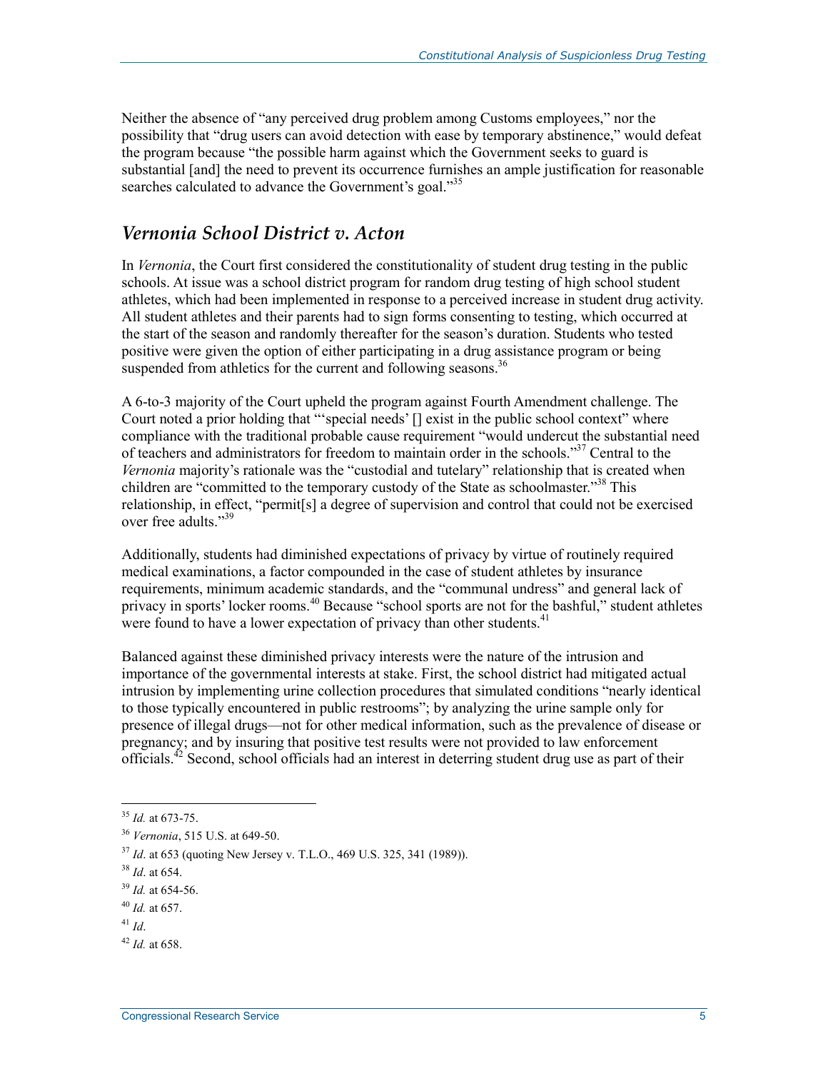Neither the absence of "any perceived drug problem among Customs employees," nor the possibility that "drug users can avoid detection with ease by temporary abstinence," would defeat the program because "the possible harm against which the Government seeks to guard is substantial [and] the need to prevent its occurrence furnishes an ample justification for reasonable searches calculated to advance the Government's goal."[35]

## *Vernonia School District v. Acton*

In *Vernonia*, the Court first considered the constitutionality of student drug testing in the public schools. At issue was a school district program for random drug testing of high school student athletes, which had been implemented in response to a perceived increase in student drug activity. All student athletes and their parents had to sign forms consenting to testing, which occurred at the start of the season and randomly thereafter for the season's duration. Students who tested positive were given the option of either participating in a drug assistance program or being suspended from athletics for the current and following seasons.[36]

A 6-to-3 majority of the Court upheld the program against Fourth Amendment challenge. The Court noted a prior holding that "'special needs' [] exist in the public school context" where compliance with the traditional probable cause requirement "would undercut the substantial need of teachers and administrators for freedom to maintain order in the schools."[37] Central to the *Vernonia* majority's rationale was the "custodial and tutelary" relationship that is created when children are "committed to the temporary custody of the State as schoolmaster."[38] This relationship, in effect, "permit[s] a degree of supervision and control that could not be exercised over free adults."[39]

Additionally, students had diminished expectations of privacy by virtue of routinely required medical examinations, a factor compounded in the case of student athletes by insurance requirements, minimum academic standards, and the "communal undress" and general lack of privacy in sports' locker rooms.[40] Because "school sports are not for the bashful," student athletes were found to have a lower expectation of privacy than other students.[41]

Balanced against these diminished privacy interests were the nature of the intrusion and importance of the governmental interests at stake. First, the school district had mitigated actual intrusion by implementing urine collection procedures that simulated conditions "nearly identical to those typically encountered in public restrooms"; by analyzing the urine sample only for presence of illegal drugs—not for other medical information, such as the prevalence of disease or pregnancy; and by insuring that positive test results were not provided to law enforcement officials.[42] Second, school officials had an interest in deterring student drug use as part of their

---

[35] *Id.* at 673-75.

[36] *Vernonia*, 515 U.S. at 649-50.

[37] *Id*. at 653 (quoting New Jersey v. T.L.O., 469 U.S. 325, 341 (1989)).

[38] *Id*. at 654.

[39] *Id.* at 654-56.

[40] *Id.* at 657.

[41] *Id*.

[42] *Id.* at 658.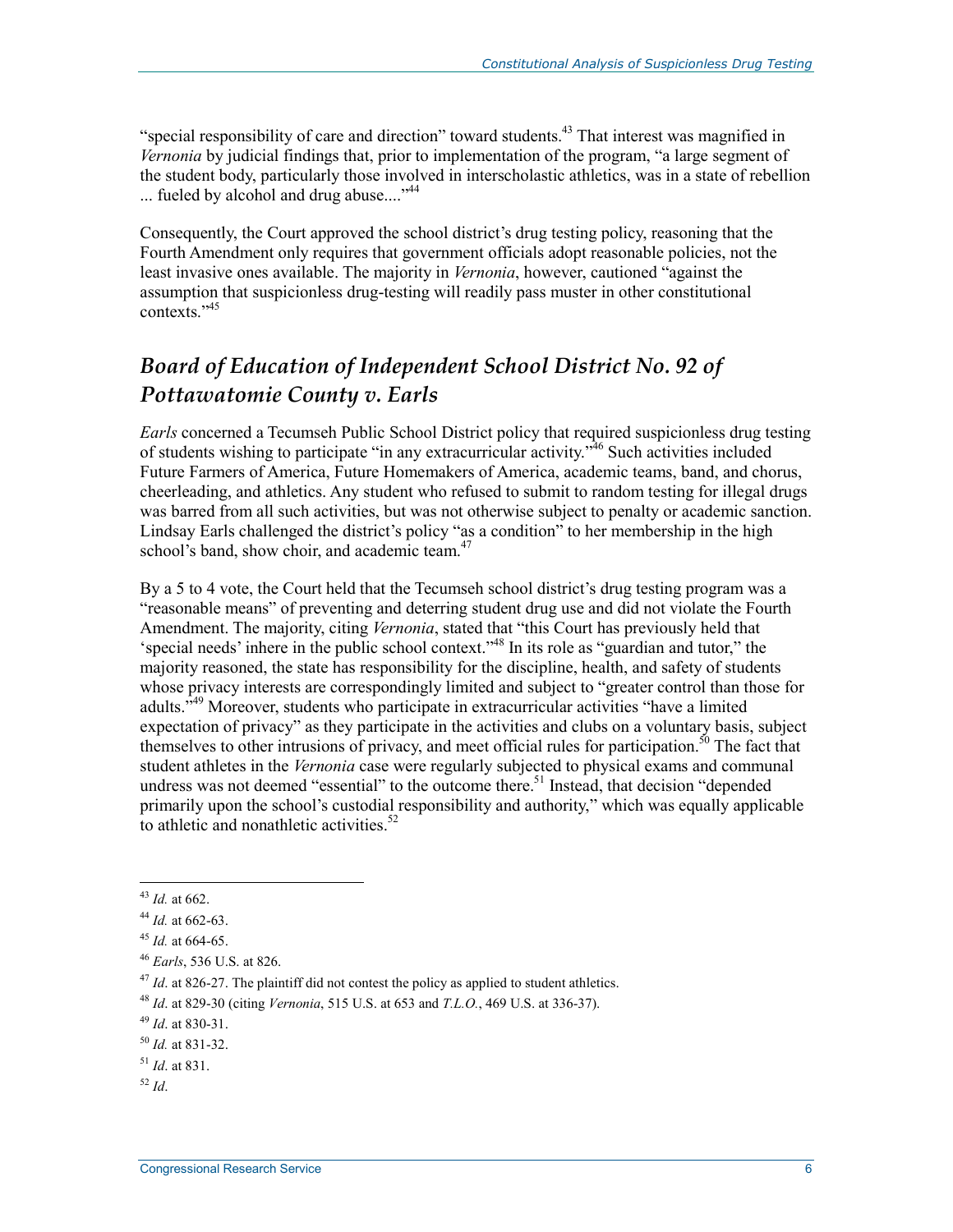"special responsibility of care and direction" toward students.[43] That interest was magnified in *Vernonia* by judicial findings that, prior to implementation of the program, "a large segment of the student body, particularly those involved in interscholastic athletics, was in a state of rebellion ... fueled by alcohol and drug abuse...."[44]

Consequently, the Court approved the school district's drug testing policy, reasoning that the Fourth Amendment only requires that government officials adopt reasonable policies, not the least invasive ones available. The majority in *Vernonia*, however, cautioned "against the assumption that suspicionless drug-testing will readily pass muster in other constitutional contexts."[45]

## *Board of Education of Independent School District No. 92 of Pottawatomie County v. Earls*

*Earls* concerned a Tecumseh Public School District policy that required suspicionless drug testing of students wishing to participate "in any extracurricular activity."[46] Such activities included Future Farmers of America, Future Homemakers of America, academic teams, band, and chorus, cheerleading, and athletics. Any student who refused to submit to random testing for illegal drugs was barred from all such activities, but was not otherwise subject to penalty or academic sanction. Lindsay Earls challenged the district's policy "as a condition" to her membership in the high school's band, show choir, and academic team.[47]

By a 5 to 4 vote, the Court held that the Tecumseh school district's drug testing program was a "reasonable means" of preventing and deterring student drug use and did not violate the Fourth Amendment. The majority, citing *Vernonia*, stated that "this Court has previously held that 'special needs' inhere in the public school context."[48] In its role as "guardian and tutor," the majority reasoned, the state has responsibility for the discipline, health, and safety of students whose privacy interests are correspondingly limited and subject to "greater control than those for adults."[49] Moreover, students who participate in extracurricular activities "have a limited expectation of privacy" as they participate in the activities and clubs on a voluntary basis, subject themselves to other intrusions of privacy, and meet official rules for participation.[50] The fact that student athletes in the *Vernonia* case were regularly subjected to physical exams and communal undress was not deemed "essential" to the outcome there.[51] Instead, that decision "depended primarily upon the school's custodial responsibility and authority," which was equally applicable to athletic and nonathletic activities.[52]

---

[43] *Id.* at 662.

[44] *Id.* at 662-63.

[45] *Id.* at 664-65.

[46] *Earls*, 536 U.S. at 826.

[47] *Id*. at 826-27. The plaintiff did not contest the policy as applied to student athletics.

[48] *Id*. at 829-30 (citing *Vernonia*, 515 U.S. at 653 and *T.L.O.*, 469 U.S. at 336-37).

[49] *Id*. at 830-31.

[50] *Id.* at 831-32.

[51] *Id*. at 831.

[52] *Id*.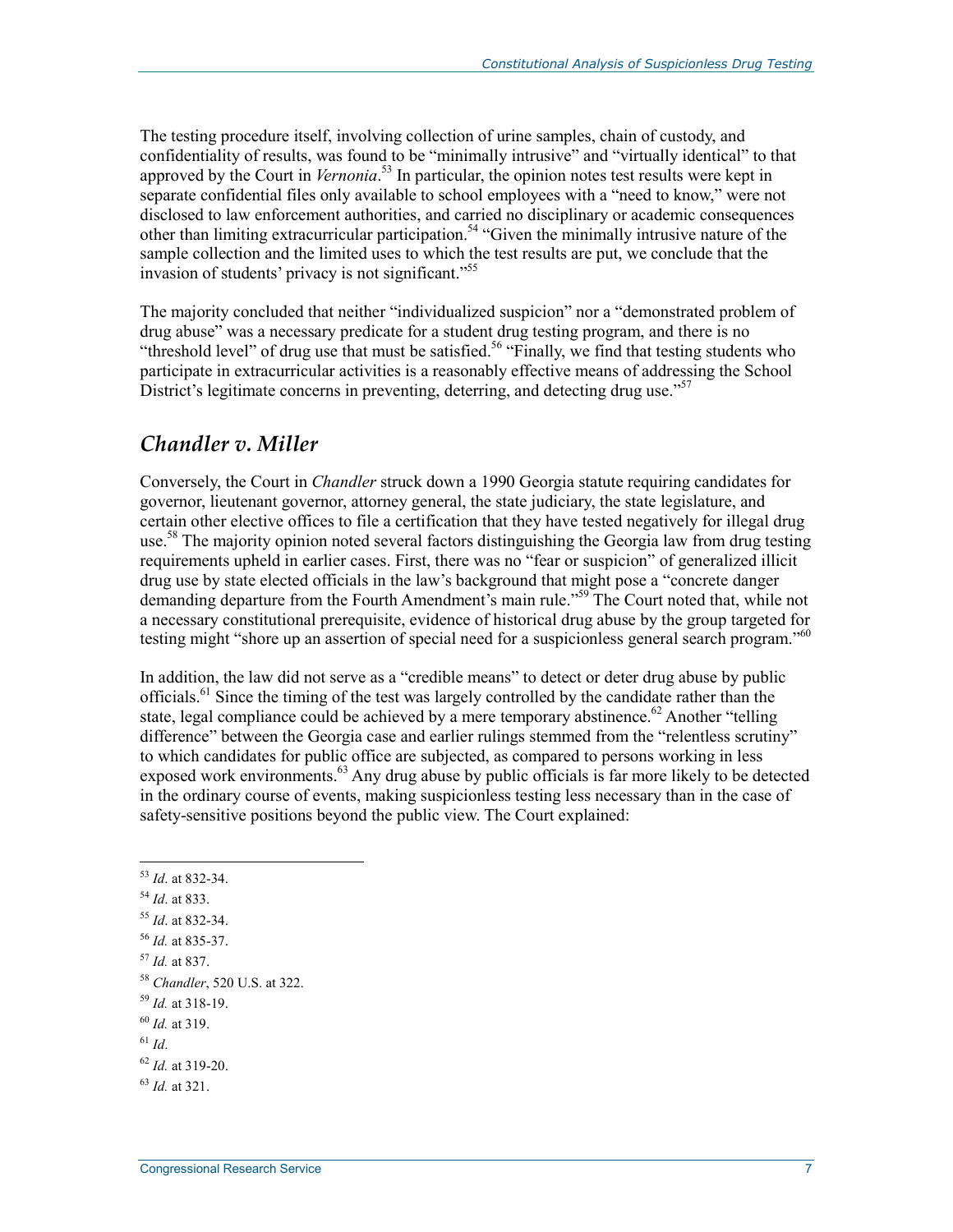The testing procedure itself, involving collection of urine samples, chain of custody, and confidentiality of results, was found to be "minimally intrusive" and "virtually identical" to that approved by the Court in *Vernonia*.[53] In particular, the opinion notes test results were kept in separate confidential files only available to school employees with a "need to know," were not disclosed to law enforcement authorities, and carried no disciplinary or academic consequences other than limiting extracurricular participation.[54] "Given the minimally intrusive nature of the sample collection and the limited uses to which the test results are put, we conclude that the invasion of students' privacy is not significant."[55]

The majority concluded that neither "individualized suspicion" nor a "demonstrated problem of drug abuse" was a necessary predicate for a student drug testing program, and there is no "threshold level" of drug use that must be satisfied.[56] "Finally, we find that testing students who participate in extracurricular activities is a reasonably effective means of addressing the School District's legitimate concerns in preventing, deterring, and detecting drug use."[57]

## *Chandler v. Miller*

Conversely, the Court in *Chandler* struck down a 1990 Georgia statute requiring candidates for governor, lieutenant governor, attorney general, the state judiciary, the state legislature, and certain other elective offices to file a certification that they have tested negatively for illegal drug use.[58] The majority opinion noted several factors distinguishing the Georgia law from drug testing requirements upheld in earlier cases. First, there was no "fear or suspicion" of generalized illicit drug use by state elected officials in the law's background that might pose a "concrete danger demanding departure from the Fourth Amendment's main rule."[59] The Court noted that, while not a necessary constitutional prerequisite, evidence of historical drug abuse by the group targeted for testing might "shore up an assertion of special need for a suspicionless general search program."[60]

In addition, the law did not serve as a "credible means" to detect or deter drug abuse by public officials.[61] Since the timing of the test was largely controlled by the candidate rather than the state, legal compliance could be achieved by a mere temporary abstinence.[62] Another "telling difference" between the Georgia case and earlier rulings stemmed from the "relentless scrutiny" to which candidates for public office are subjected, as compared to persons working in less exposed work environments.[63] Any drug abuse by public officials is far more likely to be detected in the ordinary course of events, making suspicionless testing less necessary than in the case of safety-sensitive positions beyond the public view. The Court explained:

---

[53] *Id*. at 832-34.

[54] *Id*. at 833.

[55] *Id*. at 832-34.

[56] *Id.* at 835-37.

[57] *Id.* at 837.

[58] *Chandler*, 520 U.S. at 322.

[59] *Id.* at 318-19.

[60] *Id.* at 319.

[61] *Id*.

[62] *Id.* at 319-20.

[63] *Id.* at 321.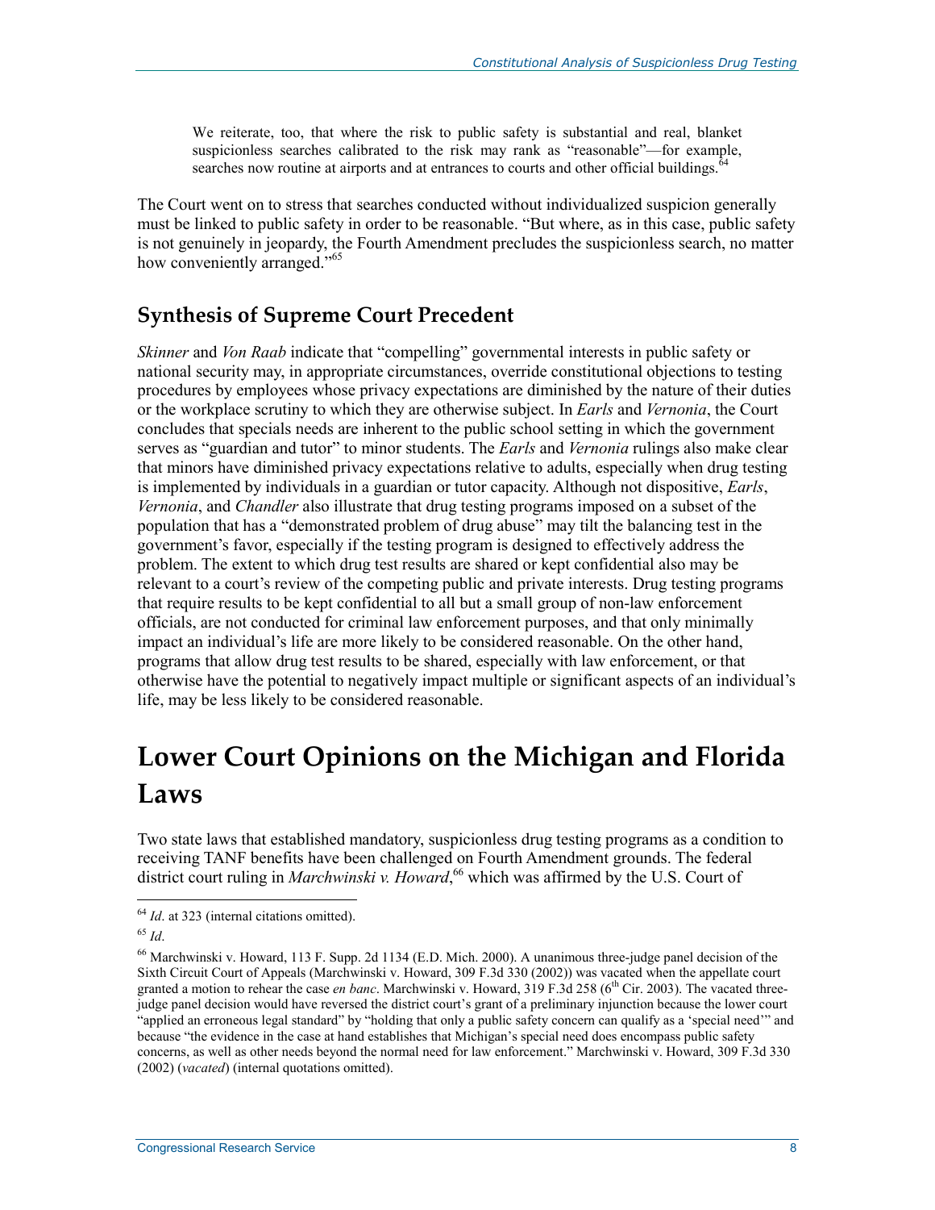> We reiterate, too, that where the risk to public safety is substantial and real, blanket suspicionless searches calibrated to the risk may rank as "reasonable"—for example, searches now routine at airports and at entrances to courts and other official buildings.[64]

The Court went on to stress that searches conducted without individualized suspicion generally must be linked to public safety in order to be reasonable. "But where, as in this case, public safety is not genuinely in jeopardy, the Fourth Amendment precludes the suspicionless search, no matter how conveniently arranged."[65]

## Synthesis of Supreme Court Precedent

*Skinner* and *Von Raab* indicate that "compelling" governmental interests in public safety or national security may, in appropriate circumstances, override constitutional objections to testing procedures by employees whose privacy expectations are diminished by the nature of their duties or the workplace scrutiny to which they are otherwise subject. In *Earls* and *Vernonia*, the Court concludes that specials needs are inherent to the public school setting in which the government serves as "guardian and tutor" to minor students. The *Earls* and *Vernonia* rulings also make clear that minors have diminished privacy expectations relative to adults, especially when drug testing is implemented by individuals in a guardian or tutor capacity. Although not dispositive, *Earls*, *Vernonia*, and *Chandler* also illustrate that drug testing programs imposed on a subset of the population that has a "demonstrated problem of drug abuse" may tilt the balancing test in the government's favor, especially if the testing program is designed to effectively address the problem. The extent to which drug test results are shared or kept confidential also may be relevant to a court's review of the competing public and private interests. Drug testing programs that require results to be kept confidential to all but a small group of non-law enforcement officials, are not conducted for criminal law enforcement purposes, and that only minimally impact an individual's life are more likely to be considered reasonable. On the other hand, programs that allow drug test results to be shared, especially with law enforcement, or that otherwise have the potential to negatively impact multiple or significant aspects of an individual's life, may be less likely to be considered reasonable.

# Lower Court Opinions on the Michigan and Florida Laws

Two state laws that established mandatory, suspicionless drug testing programs as a condition to receiving TANF benefits have been challenged on Fourth Amendment grounds. The federal district court ruling in *Marchwinski v. Howard*,[66] which was affirmed by the U.S. Court of

---

[64] *Id*. at 323 (internal citations omitted).

[65] *Id*.

[66] Marchwinski v. Howard, 113 F. Supp. 2d 1134 (E.D. Mich. 2000). A unanimous three-judge panel decision of the Sixth Circuit Court of Appeals (Marchwinski v. Howard, 309 F.3d 330 (2002)) was vacated when the appellate court granted a motion to rehear the case *en banc*. Marchwinski v. Howard, 319 F.3d 258 (6th Cir. 2003). The vacated three-judge panel decision would have reversed the district court's grant of a preliminary injunction because the lower court "applied an erroneous legal standard" by "holding that only a public safety concern can qualify as a 'special need'" and because "the evidence in the case at hand establishes that Michigan's special need does encompass public safety concerns, as well as other needs beyond the normal need for law enforcement." Marchwinski v. Howard, 309 F.3d 330 (2002) (*vacated*) (internal quotations omitted).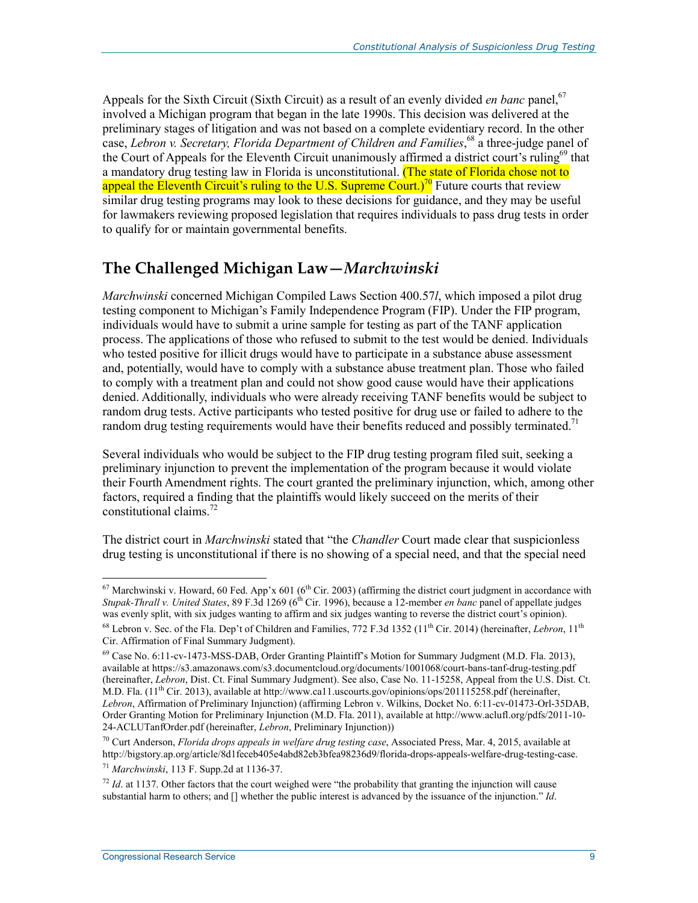Appeals for the Sixth Circuit (Sixth Circuit) as a result of an evenly divided *en banc* panel,[67] involved a Michigan program that began in the late 1990s. This decision was delivered at the preliminary stages of litigation and was not based on a complete evidentiary record. In the other case, *Lebron v. Secretary, Florida Department of Children and Families*,[68] a three-judge panel of the Court of Appeals for the Eleventh Circuit unanimously affirmed a district court's ruling[69] that a mandatory drug testing law in Florida is unconstitutional. (The state of Florida chose not to appeal the Eleventh Circuit's ruling to the U.S. Supreme Court.)[70] Future courts that review similar drug testing programs may look to these decisions for guidance, and they may be useful for lawmakers reviewing proposed legislation that requires individuals to pass drug tests in order to qualify for or maintain governmental benefits.

## The Challenged Michigan Law—*Marchwinski*

*Marchwinski* concerned Michigan Compiled Laws Section 400.57*l*, which imposed a pilot drug testing component to Michigan's Family Independence Program (FIP). Under the FIP program, individuals would have to submit a urine sample for testing as part of the TANF application process. The applications of those who refused to submit to the test would be denied. Individuals who tested positive for illicit drugs would have to participate in a substance abuse assessment and, potentially, would have to comply with a substance abuse treatment plan. Those who failed to comply with a treatment plan and could not show good cause would have their applications denied. Additionally, individuals who were already receiving TANF benefits would be subject to random drug tests. Active participants who tested positive for drug use or failed to adhere to the random drug testing requirements would have their benefits reduced and possibly terminated.[71]

Several individuals who would be subject to the FIP drug testing program filed suit, seeking a preliminary injunction to prevent the implementation of the program because it would violate their Fourth Amendment rights. The court granted the preliminary injunction, which, among other factors, required a finding that the plaintiffs would likely succeed on the merits of their constitutional claims.[72]

The district court in *Marchwinski* stated that "the *Chandler* Court made clear that suspicionless drug testing is unconstitutional if there is no showing of a special need, and that the special need

---

[67] Marchwinski v. Howard, 60 Fed. App'x 601 (6th Cir. 2003) (affirming the district court judgment in accordance with *Stupak-Thrall v. United States*, 89 F.3d 1269 (6th Cir. 1996), because a 12-member *en banc* panel of appellate judges was evenly split, with six judges wanting to affirm and six judges wanting to reverse the district court's opinion).

[68] Lebron v. Sec. of the Fla. Dep't of Children and Families, 772 F.3d 1352 (11th Cir. 2014) (hereinafter, *Lebron*, 11th Cir. Affirmation of Final Summary Judgment).

[69] Case No. 6:11-cv-1473-MSS-DAB, Order Granting Plaintiff's Motion for Summary Judgment (M.D. Fla. 2013), available at https://s3.amazonaws.com/s3.documentcloud.org/documents/1001068/court-bans-tanf-drug-testing.pdf (hereinafter, *Lebron*, Dist. Ct. Final Summary Judgment). See also, Case No. 11-15258, Appeal from the U.S. Dist. Ct. M.D. Fla. (11th Cir. 2013), available at http://www.ca11.uscourts.gov/opinions/ops/201115258.pdf (hereinafter, *Lebron*, Affirmation of Preliminary Injunction) (affirming Lebron v. Wilkins, Docket No. 6:11-cv-01473-Orl-35DAB, Order Granting Motion for Preliminary Injunction (M.D. Fla. 2011), available at http://www.aclufl.org/pdfs/2011-10-24-ACLUTanfOrder.pdf (hereinafter, *Lebron*, Preliminary Injunction))

[70] Curt Anderson, *Florida drops appeals in welfare drug testing case*, Associated Press, Mar. 4, 2015, available at http://bigstory.ap.org/article/8d1feceb405e4abd82eb3bfea98236d9/florida-drops-appeals-welfare-drug-testing-case.

[71] *Marchwinski*, 113 F. Supp.2d at 1136-37.

[72] *Id*. at 1137. Other factors that the court weighed were "the probability that granting the injunction will cause substantial harm to others; and [] whether the public interest is advanced by the issuance of the injunction." *Id*.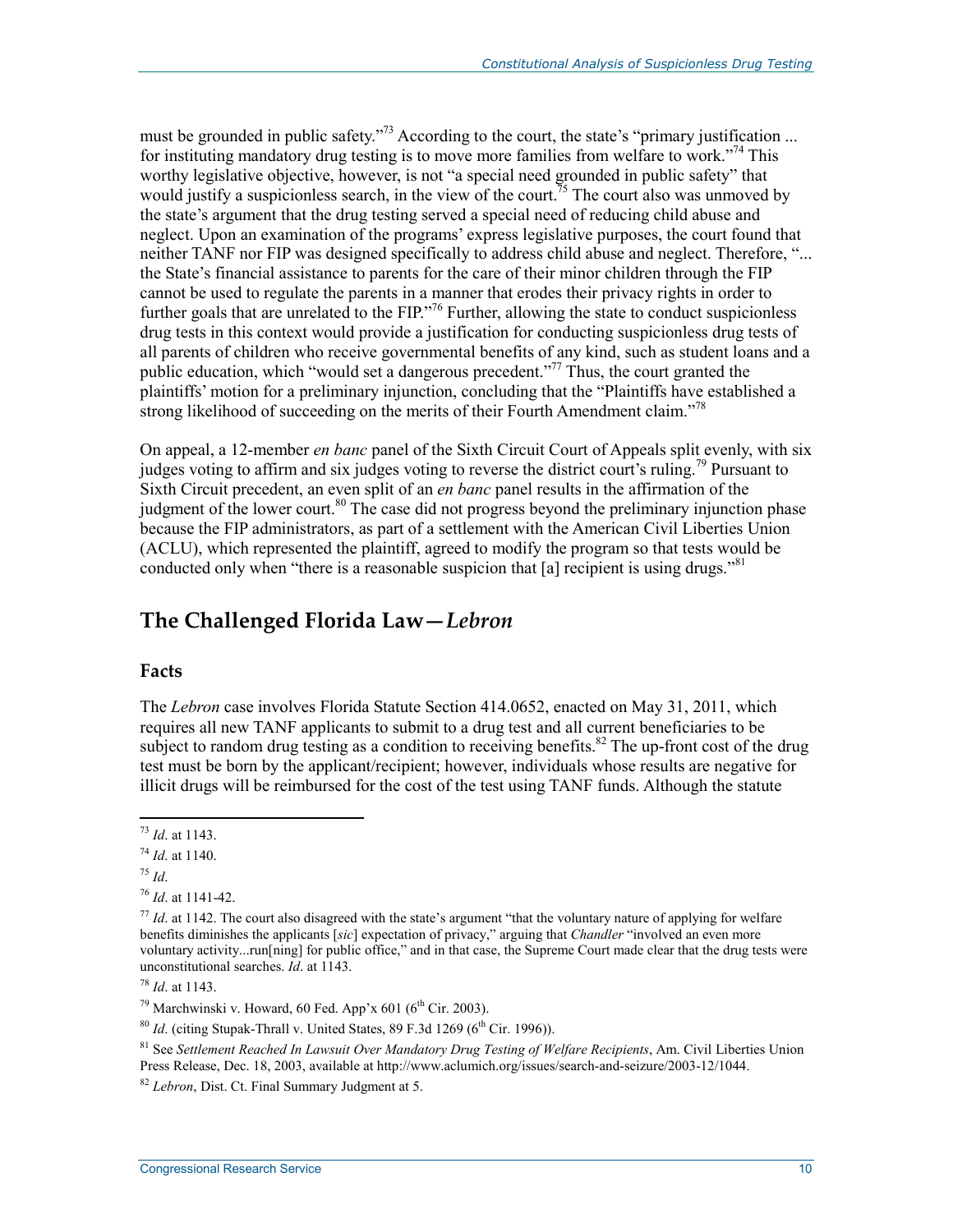must be grounded in public safety."[73] According to the court, the state's "primary justification ... for instituting mandatory drug testing is to move more families from welfare to work."[74] This worthy legislative objective, however, is not "a special need grounded in public safety" that would justify a suspicionless search, in the view of the court.[75] The court also was unmoved by the state's argument that the drug testing served a special need of reducing child abuse and neglect. Upon an examination of the programs' express legislative purposes, the court found that neither TANF nor FIP was designed specifically to address child abuse and neglect. Therefore, "... the State's financial assistance to parents for the care of their minor children through the FIP cannot be used to regulate the parents in a manner that erodes their privacy rights in order to further goals that are unrelated to the FIP."[76] Further, allowing the state to conduct suspicionless drug tests in this context would provide a justification for conducting suspicionless drug tests of all parents of children who receive governmental benefits of any kind, such as student loans and a public education, which "would set a dangerous precedent."[77] Thus, the court granted the plaintiffs' motion for a preliminary injunction, concluding that the "Plaintiffs have established a strong likelihood of succeeding on the merits of their Fourth Amendment claim."[78]

On appeal, a 12-member *en banc* panel of the Sixth Circuit Court of Appeals split evenly, with six judges voting to affirm and six judges voting to reverse the district court's ruling.[79] Pursuant to Sixth Circuit precedent, an even split of an *en banc* panel results in the affirmation of the judgment of the lower court.[80] The case did not progress beyond the preliminary injunction phase because the FIP administrators, as part of a settlement with the American Civil Liberties Union (ACLU), which represented the plaintiff, agreed to modify the program so that tests would be conducted only when "there is a reasonable suspicion that [a] recipient is using drugs."[81]

## The Challenged Florida Law—*Lebron*

### Facts

The *Lebron* case involves Florida Statute Section 414.0652, enacted on May 31, 2011, which requires all new TANF applicants to submit to a drug test and all current beneficiaries to be subject to random drug testing as a condition to receiving benefits.[82] The up-front cost of the drug test must be born by the applicant/recipient; however, individuals whose results are negative for illicit drugs will be reimbursed for the cost of the test using TANF funds. Although the statute

---

[73] *Id*. at 1143.

[74] *Id*. at 1140.

[75] *Id*.

[76] *Id*. at 1141-42.

[77] *Id*. at 1142. The court also disagreed with the state's argument "that the voluntary nature of applying for welfare benefits diminishes the applicants [*sic*] expectation of privacy," arguing that *Chandler* "involved an even more voluntary activity...run[ning] for public office," and in that case, the Supreme Court made clear that the drug tests were unconstitutional searches. *Id*. at 1143.

[78] *Id*. at 1143.

[79] Marchwinski v. Howard, 60 Fed. App'x 601 (6th Cir. 2003).

[80] *Id*. (citing Stupak-Thrall v. United States, 89 F.3d 1269 (6th Cir. 1996)).

[81] See *Settlement Reached In Lawsuit Over Mandatory Drug Testing of Welfare Recipients*, Am. Civil Liberties Union Press Release, Dec. 18, 2003, available at http://www.aclumich.org/issues/search-and-seizure/2003-12/1044.

[82] *Lebron*, Dist. Ct. Final Summary Judgment at 5.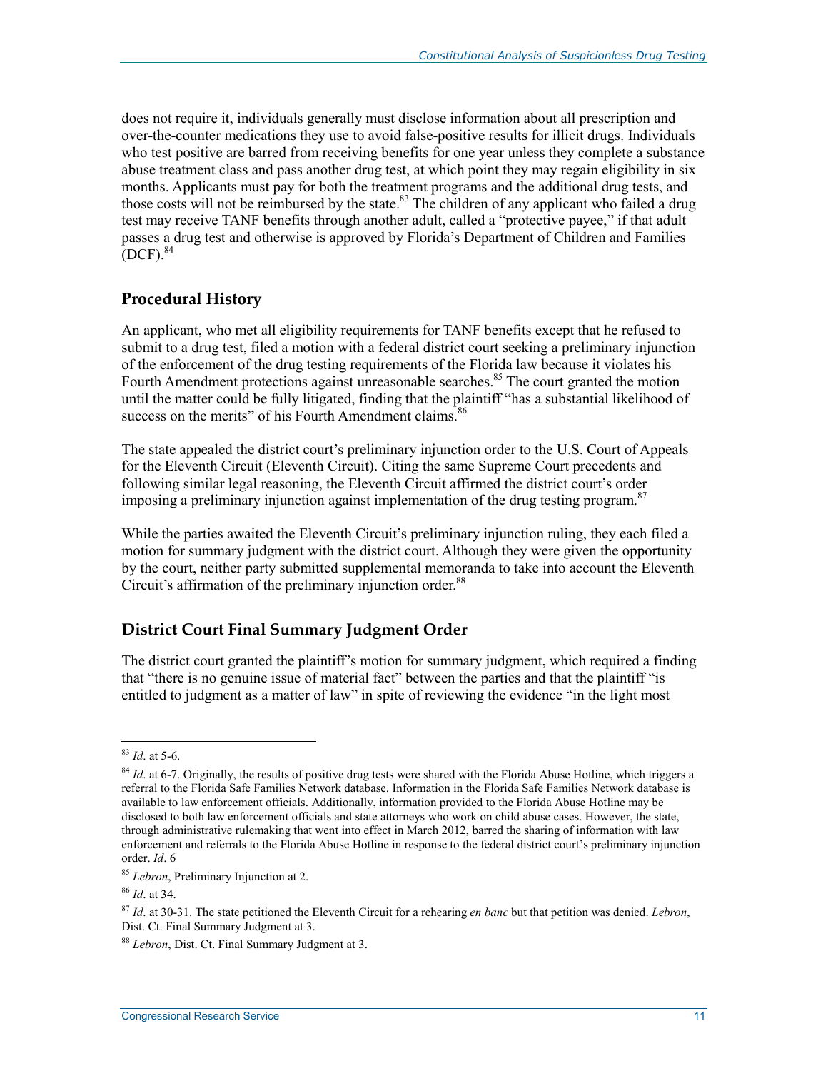does not require it, individuals generally must disclose information about all prescription and over-the-counter medications they use to avoid false-positive results for illicit drugs. Individuals who test positive are barred from receiving benefits for one year unless they complete a substance abuse treatment class and pass another drug test, at which point they may regain eligibility in six months. Applicants must pay for both the treatment programs and the additional drug tests, and those costs will not be reimbursed by the state.[83] The children of any applicant who failed a drug test may receive TANF benefits through another adult, called a "protective payee," if that adult passes a drug test and otherwise is approved by Florida's Department of Children and Families (DCF).[84]

## Procedural History

An applicant, who met all eligibility requirements for TANF benefits except that he refused to submit to a drug test, filed a motion with a federal district court seeking a preliminary injunction of the enforcement of the drug testing requirements of the Florida law because it violates his Fourth Amendment protections against unreasonable searches.[85] The court granted the motion until the matter could be fully litigated, finding that the plaintiff "has a substantial likelihood of success on the merits" of his Fourth Amendment claims.[86]

The state appealed the district court's preliminary injunction order to the U.S. Court of Appeals for the Eleventh Circuit (Eleventh Circuit). Citing the same Supreme Court precedents and following similar legal reasoning, the Eleventh Circuit affirmed the district court's order imposing a preliminary injunction against implementation of the drug testing program.[87]

While the parties awaited the Eleventh Circuit's preliminary injunction ruling, they each filed a motion for summary judgment with the district court. Although they were given the opportunity by the court, neither party submitted supplemental memoranda to take into account the Eleventh Circuit's affirmation of the preliminary injunction order.[88]

## District Court Final Summary Judgment Order

The district court granted the plaintiff's motion for summary judgment, which required a finding that "there is no genuine issue of material fact" between the parties and that the plaintiff "is entitled to judgment as a matter of law" in spite of reviewing the evidence "in the light most

---

[83] *Id*. at 5-6.

[84] *Id*. at 6-7. Originally, the results of positive drug tests were shared with the Florida Abuse Hotline, which triggers a referral to the Florida Safe Families Network database. Information in the Florida Safe Families Network database is available to law enforcement officials. Additionally, information provided to the Florida Abuse Hotline may be disclosed to both law enforcement officials and state attorneys who work on child abuse cases. However, the state, through administrative rulemaking that went into effect in March 2012, barred the sharing of information with law enforcement and referrals to the Florida Abuse Hotline in response to the federal district court's preliminary injunction order. *Id*. 6

[85] *Lebron*, Preliminary Injunction at 2.

[86] *Id*. at 34.

[87] *Id*. at 30-31. The state petitioned the Eleventh Circuit for a rehearing *en banc* but that petition was denied. *Lebron*, Dist. Ct. Final Summary Judgment at 3.

[88] *Lebron*, Dist. Ct. Final Summary Judgment at 3.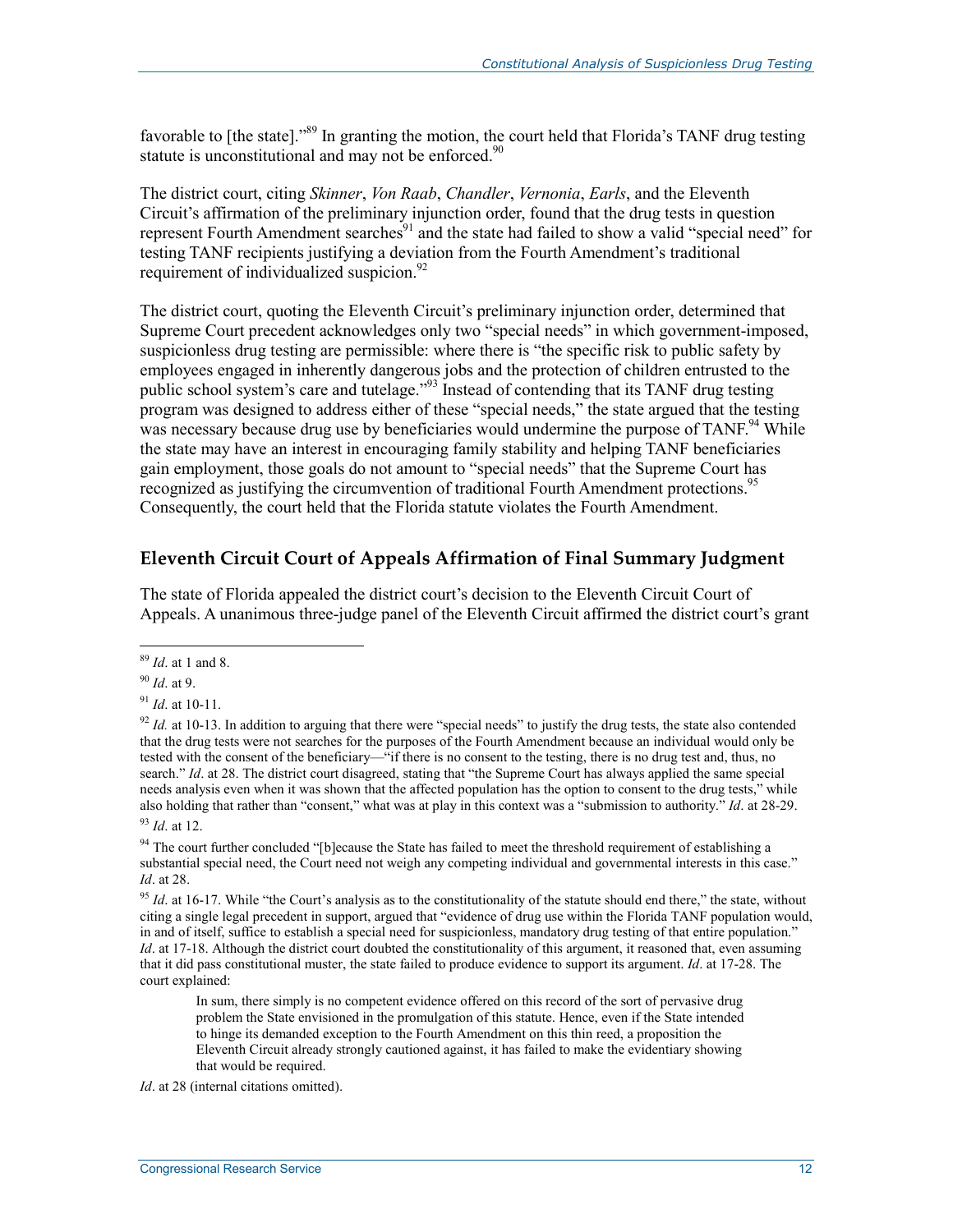favorable to [the state]."[89] In granting the motion, the court held that Florida's TANF drug testing statute is unconstitutional and may not be enforced.[90]

The district court, citing *Skinner*, *Von Raab*, *Chandler*, *Vernonia*, *Earls*, and the Eleventh Circuit's affirmation of the preliminary injunction order, found that the drug tests in question represent Fourth Amendment searches[91] and the state had failed to show a valid "special need" for testing TANF recipients justifying a deviation from the Fourth Amendment's traditional requirement of individualized suspicion.[92]

The district court, quoting the Eleventh Circuit's preliminary injunction order, determined that Supreme Court precedent acknowledges only two "special needs" in which government-imposed, suspicionless drug testing are permissible: where there is "the specific risk to public safety by employees engaged in inherently dangerous jobs and the protection of children entrusted to the public school system's care and tutelage."[93] Instead of contending that its TANF drug testing program was designed to address either of these "special needs," the state argued that the testing was necessary because drug use by beneficiaries would undermine the purpose of TANF.[94] While the state may have an interest in encouraging family stability and helping TANF beneficiaries gain employment, those goals do not amount to "special needs" that the Supreme Court has recognized as justifying the circumvention of traditional Fourth Amendment protections.[95] Consequently, the court held that the Florida statute violates the Fourth Amendment.

### Eleventh Circuit Court of Appeals Affirmation of Final Summary Judgment

The state of Florida appealed the district court's decision to the Eleventh Circuit Court of Appeals. A unanimous three-judge panel of the Eleventh Circuit affirmed the district court's grant

---

[89] *Id*. at 1 and 8.

[90] *Id*. at 9.

[91] *Id*. at 10-11.

[92] *Id.* at 10-13. In addition to arguing that there were "special needs" to justify the drug tests, the state also contended that the drug tests were not searches for the purposes of the Fourth Amendment because an individual would only be tested with the consent of the beneficiary—"if there is no consent to the testing, there is no drug test and, thus, no search." *Id*. at 28. The district court disagreed, stating that "the Supreme Court has always applied the same special needs analysis even when it was shown that the affected population has the option to consent to the drug tests," while also holding that rather than "consent," what was at play in this context was a "submission to authority." *Id*. at 28-29.

[93] *Id*. at 12.

[94] The court further concluded "[b]ecause the State has failed to meet the threshold requirement of establishing a substantial special need, the Court need not weigh any competing individual and governmental interests in this case." *Id*. at 28.

[95] *Id*. at 16-17. While "the Court's analysis as to the constitutionality of the statute should end there," the state, without citing a single legal precedent in support, argued that "evidence of drug use within the Florida TANF population would, in and of itself, suffice to establish a special need for suspicionless, mandatory drug testing of that entire population." *Id*. at 17-18. Although the district court doubted the constitutionality of this argument, it reasoned that, even assuming that it did pass constitutional muster, the state failed to produce evidence to support its argument. *Id*. at 17-28. The court explained:

> In sum, there simply is no competent evidence offered on this record of the sort of pervasive drug problem the State envisioned in the promulgation of this statute. Hence, even if the State intended to hinge its demanded exception to the Fourth Amendment on this thin reed, a proposition the Eleventh Circuit already strongly cautioned against, it has failed to make the evidentiary showing that would be required.

*Id*. at 28 (internal citations omitted).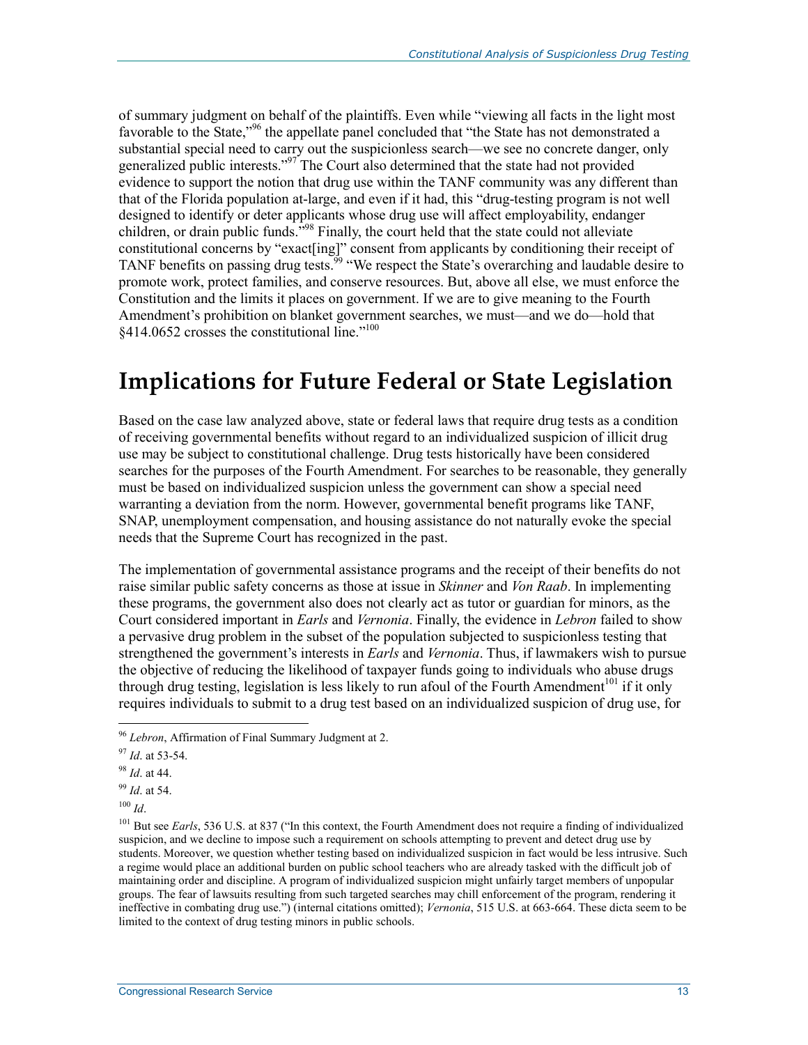of summary judgment on behalf of the plaintiffs. Even while "viewing all facts in the light most favorable to the State,"[96] the appellate panel concluded that "the State has not demonstrated a substantial special need to carry out the suspicionless search—we see no concrete danger, only generalized public interests."[97] The Court also determined that the state had not provided evidence to support the notion that drug use within the TANF community was any different than that of the Florida population at-large, and even if it had, this "drug-testing program is not well designed to identify or deter applicants whose drug use will affect employability, endanger children, or drain public funds."[98] Finally, the court held that the state could not alleviate constitutional concerns by "exact[ing]" consent from applicants by conditioning their receipt of TANF benefits on passing drug tests.[99] "We respect the State's overarching and laudable desire to promote work, protect families, and conserve resources. But, above all else, we must enforce the Constitution and the limits it places on government. If we are to give meaning to the Fourth Amendment's prohibition on blanket government searches, we must—and we do—hold that §414.0652 crosses the constitutional line."[100]

# Implications for Future Federal or State Legislation

Based on the case law analyzed above, state or federal laws that require drug tests as a condition of receiving governmental benefits without regard to an individualized suspicion of illicit drug use may be subject to constitutional challenge. Drug tests historically have been considered searches for the purposes of the Fourth Amendment. For searches to be reasonable, they generally must be based on individualized suspicion unless the government can show a special need warranting a deviation from the norm. However, governmental benefit programs like TANF, SNAP, unemployment compensation, and housing assistance do not naturally evoke the special needs that the Supreme Court has recognized in the past.

The implementation of governmental assistance programs and the receipt of their benefits do not raise similar public safety concerns as those at issue in *Skinner* and *Von Raab*. In implementing these programs, the government also does not clearly act as tutor or guardian for minors, as the Court considered important in *Earls* and *Vernonia*. Finally, the evidence in *Lebron* failed to show a pervasive drug problem in the subset of the population subjected to suspicionless testing that strengthened the government's interests in *Earls* and *Vernonia*. Thus, if lawmakers wish to pursue the objective of reducing the likelihood of taxpayer funds going to individuals who abuse drugs through drug testing, legislation is less likely to run afoul of the Fourth Amendment[101] if it only requires individuals to submit to a drug test based on an individualized suspicion of drug use, for

---

[96] *Lebron*, Affirmation of Final Summary Judgment at 2.

[97] *Id*. at 53-54.

[98] *Id*. at 44.

[99] *Id*. at 54.

[100] *Id*.

[101] But see *Earls*, 536 U.S. at 837 ("In this context, the Fourth Amendment does not require a finding of individualized suspicion, and we decline to impose such a requirement on schools attempting to prevent and detect drug use by students. Moreover, we question whether testing based on individualized suspicion in fact would be less intrusive. Such a regime would place an additional burden on public school teachers who are already tasked with the difficult job of maintaining order and discipline. A program of individualized suspicion might unfairly target members of unpopular groups. The fear of lawsuits resulting from such targeted searches may chill enforcement of the program, rendering it ineffective in combating drug use.") (internal citations omitted); *Vernonia*, 515 U.S. at 663-664. These dicta seem to be limited to the context of drug testing minors in public schools.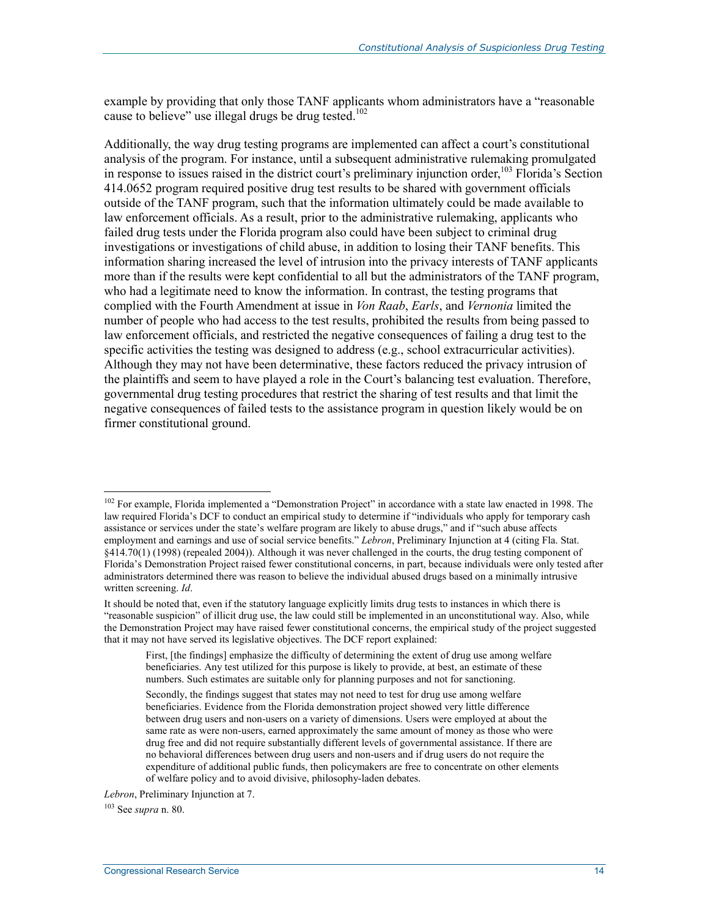example by providing that only those TANF applicants whom administrators have a "reasonable cause to believe" use illegal drugs be drug tested.[102]

Additionally, the way drug testing programs are implemented can affect a court's constitutional analysis of the program. For instance, until a subsequent administrative rulemaking promulgated in response to issues raised in the district court's preliminary injunction order,[103] Florida's Section 414.0652 program required positive drug test results to be shared with government officials outside of the TANF program, such that the information ultimately could be made available to law enforcement officials. As a result, prior to the administrative rulemaking, applicants who failed drug tests under the Florida program also could have been subject to criminal drug investigations or investigations of child abuse, in addition to losing their TANF benefits. This information sharing increased the level of intrusion into the privacy interests of TANF applicants more than if the results were kept confidential to all but the administrators of the TANF program, who had a legitimate need to know the information. In contrast, the testing programs that complied with the Fourth Amendment at issue in *Von Raab*, *Earls*, and *Vernonia* limited the number of people who had access to the test results, prohibited the results from being passed to law enforcement officials, and restricted the negative consequences of failing a drug test to the specific activities the testing was designed to address (e.g., school extracurricular activities). Although they may not have been determinative, these factors reduced the privacy intrusion of the plaintiffs and seem to have played a role in the Court's balancing test evaluation. Therefore, governmental drug testing procedures that restrict the sharing of test results and that limit the negative consequences of failed tests to the assistance program in question likely would be on firmer constitutional ground.

---

[102] For example, Florida implemented a "Demonstration Project" in accordance with a state law enacted in 1998. The law required Florida's DCF to conduct an empirical study to determine if "individuals who apply for temporary cash assistance or services under the state's welfare program are likely to abuse drugs," and if "such abuse affects employment and earnings and use of social service benefits." *Lebron*, Preliminary Injunction at 4 (citing Fla. Stat. §414.70(1) (1998) (repealed 2004)). Although it was never challenged in the courts, the drug testing component of Florida's Demonstration Project raised fewer constitutional concerns, in part, because individuals were only tested after administrators determined there was reason to believe the individual abused drugs based on a minimally intrusive written screening. *Id*.

It should be noted that, even if the statutory language explicitly limits drug tests to instances in which there is "reasonable suspicion" of illicit drug use, the law could still be implemented in an unconstitutional way. Also, while the Demonstration Project may have raised fewer constitutional concerns, the empirical study of the project suggested that it may not have served its legislative objectives. The DCF report explained:

> First, [the findings] emphasize the difficulty of determining the extent of drug use among welfare beneficiaries. Any test utilized for this purpose is likely to provide, at best, an estimate of these numbers. Such estimates are suitable only for planning purposes and not for sanctioning.
>
> Secondly, the findings suggest that states may not need to test for drug use among welfare beneficiaries. Evidence from the Florida demonstration project showed very little difference between drug users and non-users on a variety of dimensions. Users were employed at about the same rate as were non-users, earned approximately the same amount of money as those who were drug free and did not require substantially different levels of governmental assistance. If there are no behavioral differences between drug users and non-users and if drug users do not require the expenditure of additional public funds, then policymakers are free to concentrate on other elements of welfare policy and to avoid divisive, philosophy-laden debates.

*Lebron*, Preliminary Injunction at 7.

[103] See *supra* n. 80.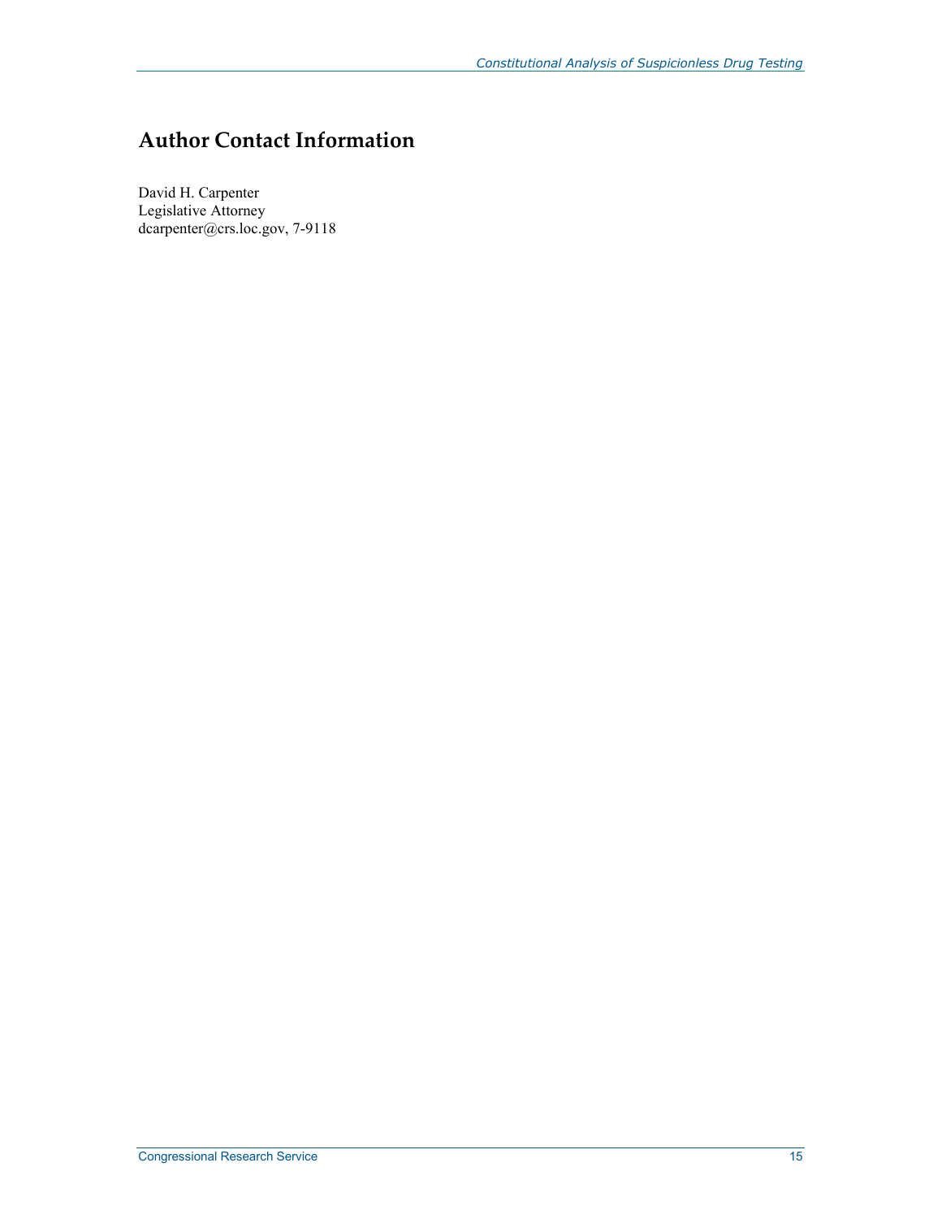## Author Contact Information

David H. Carpenter
Legislative Attorney
dcarpenter@crs.loc.gov, 7-9118